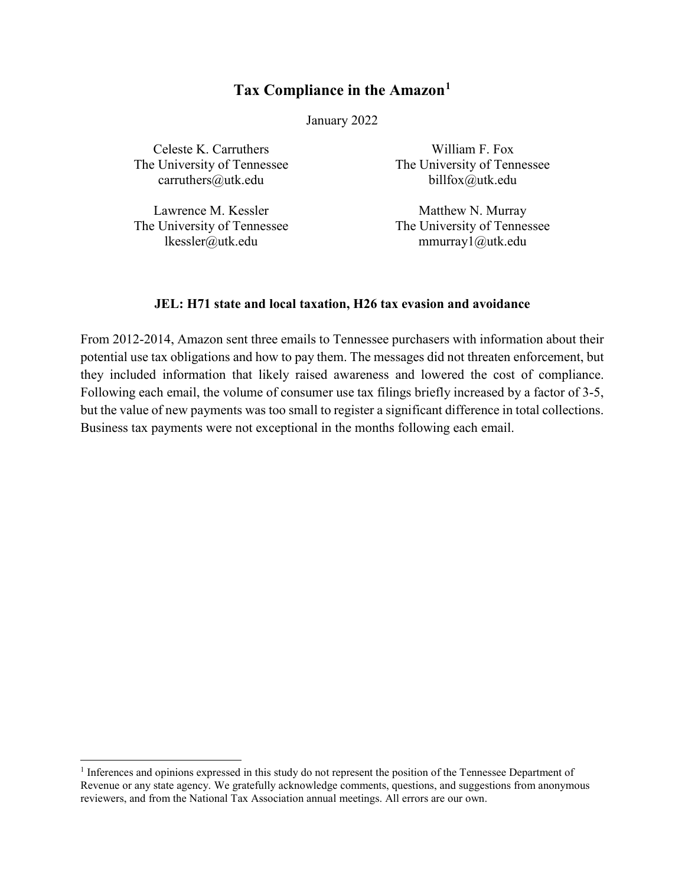# Tax Compliance in the Amazon[1]

January 2022

Celeste K. Carruthers
The University of Tennessee
carruthers@utk.edu

William F. Fox
The University of Tennessee
billfox@utk.edu

Lawrence M. Kessler
The University of Tennessee
lkessler@utk.edu

Matthew N. Murray
The University of Tennessee
mmurray1@utk.edu

**JEL: H71 state and local taxation, H26 tax evasion and avoidance**

From 2012-2014, Amazon sent three emails to Tennessee purchasers with information about their potential use tax obligations and how to pay them. The messages did not threaten enforcement, but they included information that likely raised awareness and lowered the cost of compliance. Following each email, the volume of consumer use tax filings briefly increased by a factor of 3-5, but the value of new payments was too small to register a significant difference in total collections. Business tax payments were not exceptional in the months following each email.

[1] Inferences and opinions expressed in this study do not represent the position of the Tennessee Department of Revenue or any state agency. We gratefully acknowledge comments, questions, and suggestions from anonymous reviewers, and from the National Tax Association annual meetings. All errors are our own.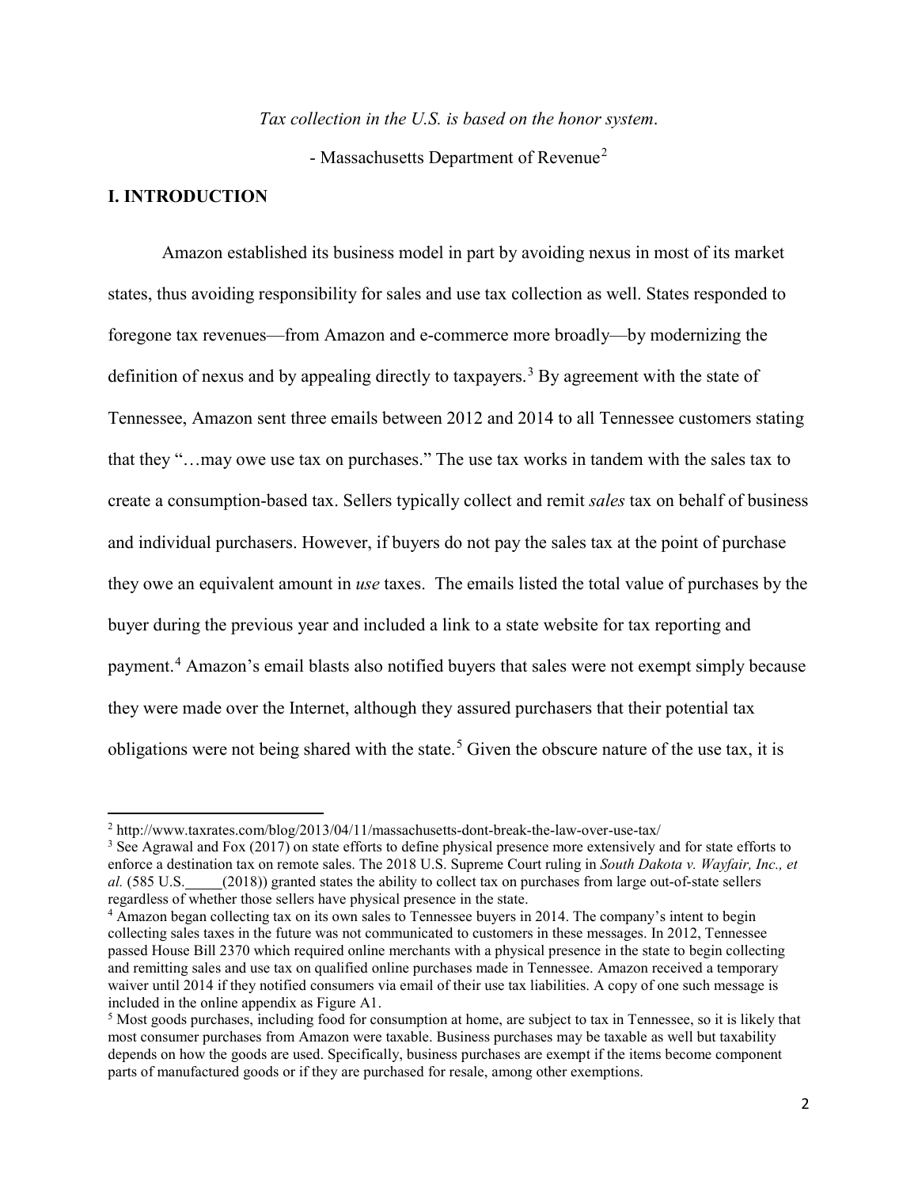*Tax collection in the U.S. is based on the honor system*.

- Massachusetts Department of Revenue[2]

## I. INTRODUCTION

Amazon established its business model in part by avoiding nexus in most of its market states, thus avoiding responsibility for sales and use tax collection as well. States responded to foregone tax revenues—from Amazon and e-commerce more broadly—by modernizing the definition of nexus and by appealing directly to taxpayers.[3] By agreement with the state of Tennessee, Amazon sent three emails between 2012 and 2014 to all Tennessee customers stating that they "…may owe use tax on purchases." The use tax works in tandem with the sales tax to create a consumption-based tax. Sellers typically collect and remit *sales* tax on behalf of business and individual purchasers. However, if buyers do not pay the sales tax at the point of purchase they owe an equivalent amount in *use* taxes. The emails listed the total value of purchases by the buyer during the previous year and included a link to a state website for tax reporting and payment.[4] Amazon's email blasts also notified buyers that sales were not exempt simply because they were made over the Internet, although they assured purchasers that their potential tax obligations were not being shared with the state.[5] Given the obscure nature of the use tax, it is

---

[2] http://www.taxrates.com/blog/2013/04/11/massachusetts-dont-break-the-law-over-use-tax/

[3] See Agrawal and Fox (2017) on state efforts to define physical presence more extensively and for state efforts to enforce a destination tax on remote sales. The 2018 U.S. Supreme Court ruling in *South Dakota v. Wayfair, Inc., et al.* (585 U.S.\_\_\_\_\_(2018)) granted states the ability to collect tax on purchases from large out-of-state sellers regardless of whether those sellers have physical presence in the state.

[4] Amazon began collecting tax on its own sales to Tennessee buyers in 2014. The company's intent to begin collecting sales taxes in the future was not communicated to customers in these messages. In 2012, Tennessee passed House Bill 2370 which required online merchants with a physical presence in the state to begin collecting and remitting sales and use tax on qualified online purchases made in Tennessee. Amazon received a temporary waiver until 2014 if they notified consumers via email of their use tax liabilities. A copy of one such message is included in the online appendix as Figure A1.

[5] Most goods purchases, including food for consumption at home, are subject to tax in Tennessee, so it is likely that most consumer purchases from Amazon were taxable. Business purchases may be taxable as well but taxability depends on how the goods are used. Specifically, business purchases are exempt if the items become component parts of manufactured goods or if they are purchased for resale, among other exemptions.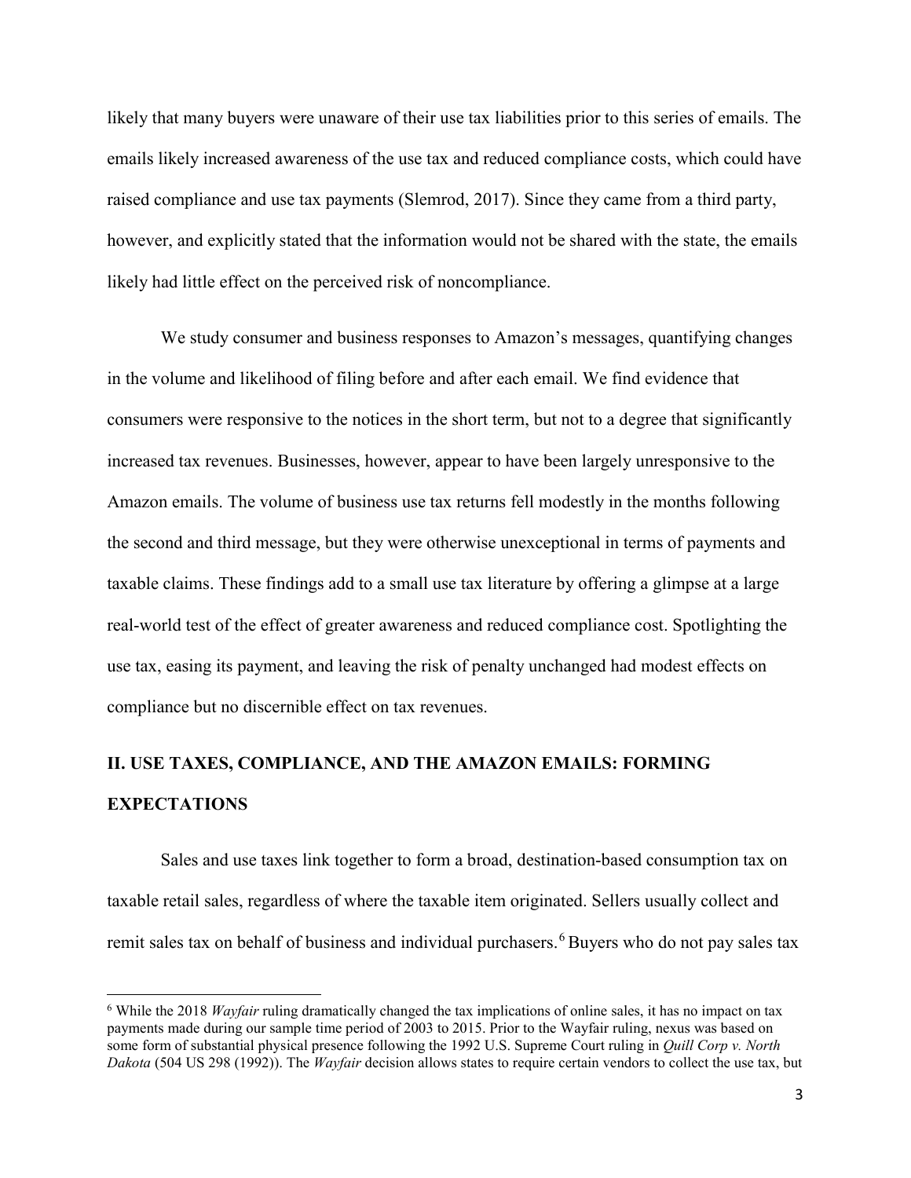likely that many buyers were unaware of their use tax liabilities prior to this series of emails. The emails likely increased awareness of the use tax and reduced compliance costs, which could have raised compliance and use tax payments (Slemrod, 2017). Since they came from a third party, however, and explicitly stated that the information would not be shared with the state, the emails likely had little effect on the perceived risk of noncompliance.

We study consumer and business responses to Amazon's messages, quantifying changes in the volume and likelihood of filing before and after each email. We find evidence that consumers were responsive to the notices in the short term, but not to a degree that significantly increased tax revenues. Businesses, however, appear to have been largely unresponsive to the Amazon emails. The volume of business use tax returns fell modestly in the months following the second and third message, but they were otherwise unexceptional in terms of payments and taxable claims. These findings add to a small use tax literature by offering a glimpse at a large real-world test of the effect of greater awareness and reduced compliance cost. Spotlighting the use tax, easing its payment, and leaving the risk of penalty unchanged had modest effects on compliance but no discernible effect on tax revenues.

## II. USE TAXES, COMPLIANCE, AND THE AMAZON EMAILS: FORMING EXPECTATIONS

Sales and use taxes link together to form a broad, destination-based consumption tax on taxable retail sales, regardless of where the taxable item originated. Sellers usually collect and remit sales tax on behalf of business and individual purchasers.[6] Buyers who do not pay sales tax

[6] While the 2018 *Wayfair* ruling dramatically changed the tax implications of online sales, it has no impact on tax payments made during our sample time period of 2003 to 2015. Prior to the Wayfair ruling, nexus was based on some form of substantial physical presence following the 1992 U.S. Supreme Court ruling in *Quill Corp v. North Dakota* (504 US 298 (1992)). The *Wayfair* decision allows states to require certain vendors to collect the use tax, but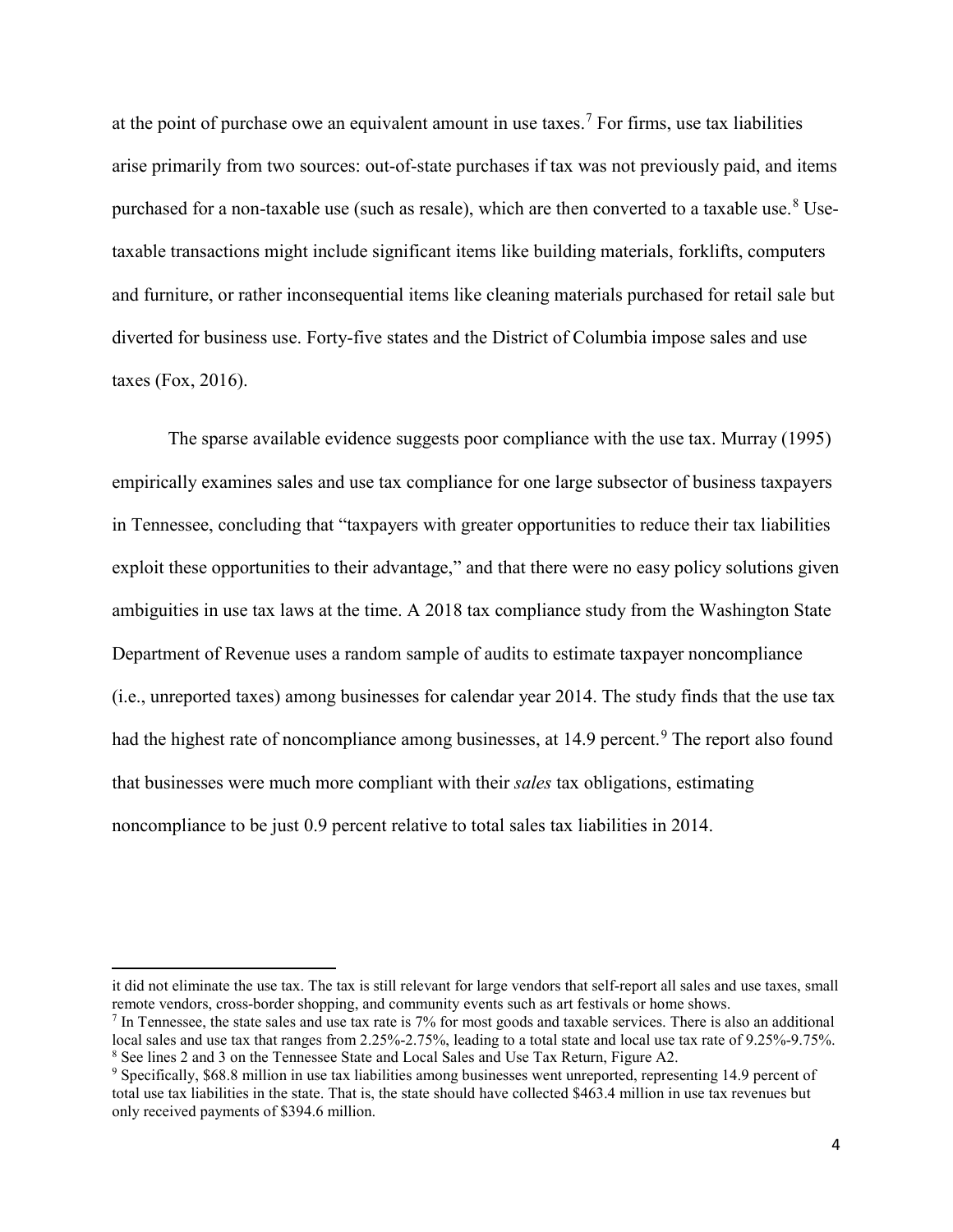at the point of purchase owe an equivalent amount in use taxes.[7] For firms, use tax liabilities arise primarily from two sources: out-of-state purchases if tax was not previously paid, and items purchased for a non-taxable use (such as resale), which are then converted to a taxable use.[8] Use-taxable transactions might include significant items like building materials, forklifts, computers and furniture, or rather inconsequential items like cleaning materials purchased for retail sale but diverted for business use. Forty-five states and the District of Columbia impose sales and use taxes (Fox, 2016).

The sparse available evidence suggests poor compliance with the use tax. Murray (1995) empirically examines sales and use tax compliance for one large subsector of business taxpayers in Tennessee, concluding that "taxpayers with greater opportunities to reduce their tax liabilities exploit these opportunities to their advantage," and that there were no easy policy solutions given ambiguities in use tax laws at the time. A 2018 tax compliance study from the Washington State Department of Revenue uses a random sample of audits to estimate taxpayer noncompliance (i.e., unreported taxes) among businesses for calendar year 2014. The study finds that the use tax had the highest rate of noncompliance among businesses, at 14.9 percent.[9] The report also found that businesses were much more compliant with their *sales* tax obligations, estimating noncompliance to be just 0.9 percent relative to total sales tax liabilities in 2014.

---

it did not eliminate the use tax. The tax is still relevant for large vendors that self-report all sales and use taxes, small remote vendors, cross-border shopping, and community events such as art festivals or home shows.

[7] In Tennessee, the state sales and use tax rate is 7% for most goods and taxable services. There is also an additional local sales and use tax that ranges from 2.25%-2.75%, leading to a total state and local use tax rate of 9.25%-9.75%.

[8] See lines 2 and 3 on the Tennessee State and Local Sales and Use Tax Return, Figure A2.

[9] Specifically, $68.8 million in use tax liabilities among businesses went unreported, representing 14.9 percent of total use tax liabilities in the state. That is, the state should have collected $463.4 million in use tax revenues but only received payments of $394.6 million.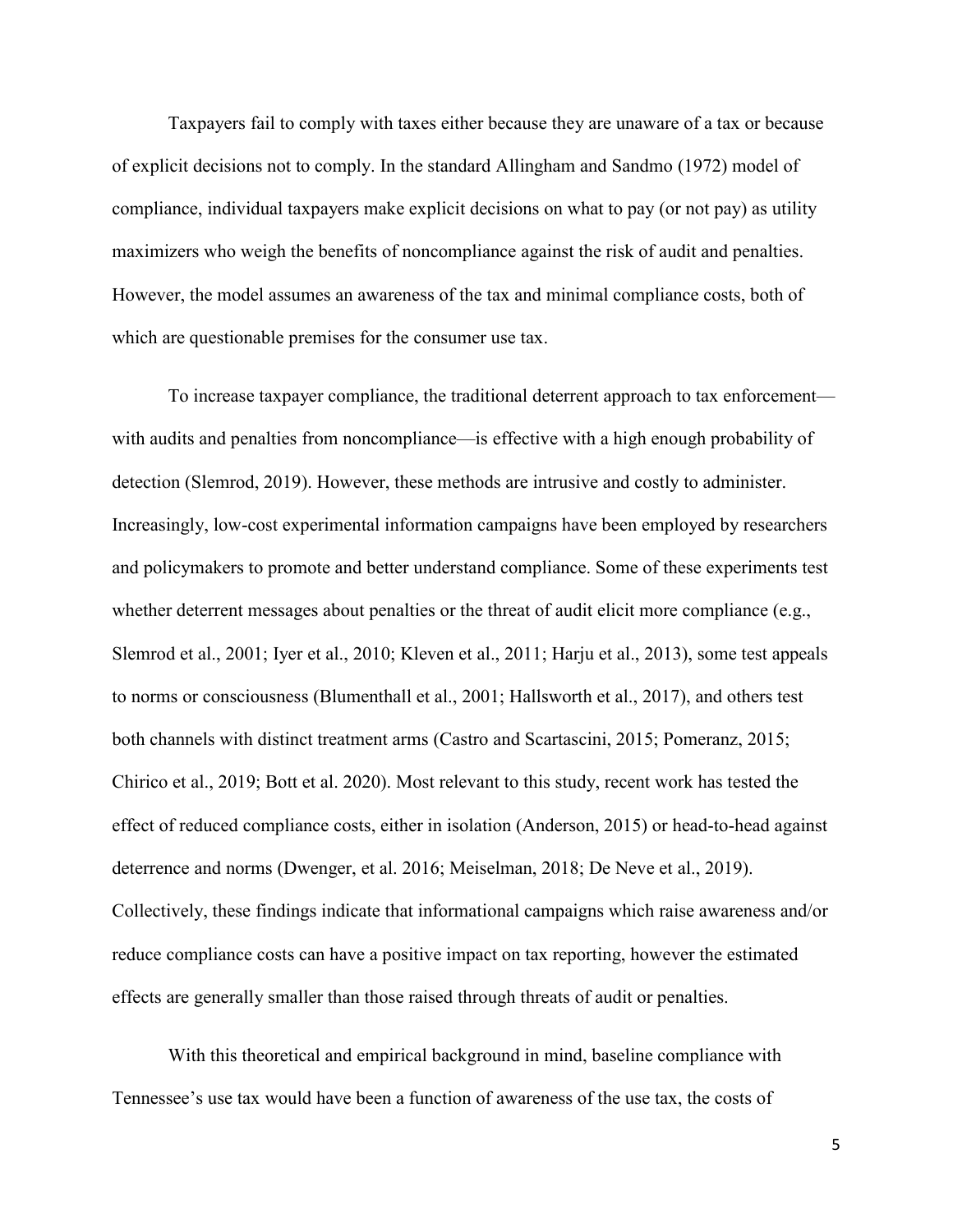Taxpayers fail to comply with taxes either because they are unaware of a tax or because of explicit decisions not to comply. In the standard Allingham and Sandmo (1972) model of compliance, individual taxpayers make explicit decisions on what to pay (or not pay) as utility maximizers who weigh the benefits of noncompliance against the risk of audit and penalties. However, the model assumes an awareness of the tax and minimal compliance costs, both of which are questionable premises for the consumer use tax.

To increase taxpayer compliance, the traditional deterrent approach to tax enforcement—with audits and penalties from noncompliance—is effective with a high enough probability of detection (Slemrod, 2019). However, these methods are intrusive and costly to administer. Increasingly, low-cost experimental information campaigns have been employed by researchers and policymakers to promote and better understand compliance. Some of these experiments test whether deterrent messages about penalties or the threat of audit elicit more compliance (e.g., Slemrod et al., 2001; Iyer et al., 2010; Kleven et al., 2011; Harju et al., 2013), some test appeals to norms or consciousness (Blumenthall et al., 2001; Hallsworth et al., 2017), and others test both channels with distinct treatment arms (Castro and Scartascini, 2015; Pomeranz, 2015; Chirico et al., 2019; Bott et al. 2020). Most relevant to this study, recent work has tested the effect of reduced compliance costs, either in isolation (Anderson, 2015) or head-to-head against deterrence and norms (Dwenger, et al. 2016; Meiselman, 2018; De Neve et al., 2019). Collectively, these findings indicate that informational campaigns which raise awareness and/or reduce compliance costs can have a positive impact on tax reporting, however the estimated effects are generally smaller than those raised through threats of audit or penalties.

With this theoretical and empirical background in mind, baseline compliance with Tennessee's use tax would have been a function of awareness of the use tax, the costs of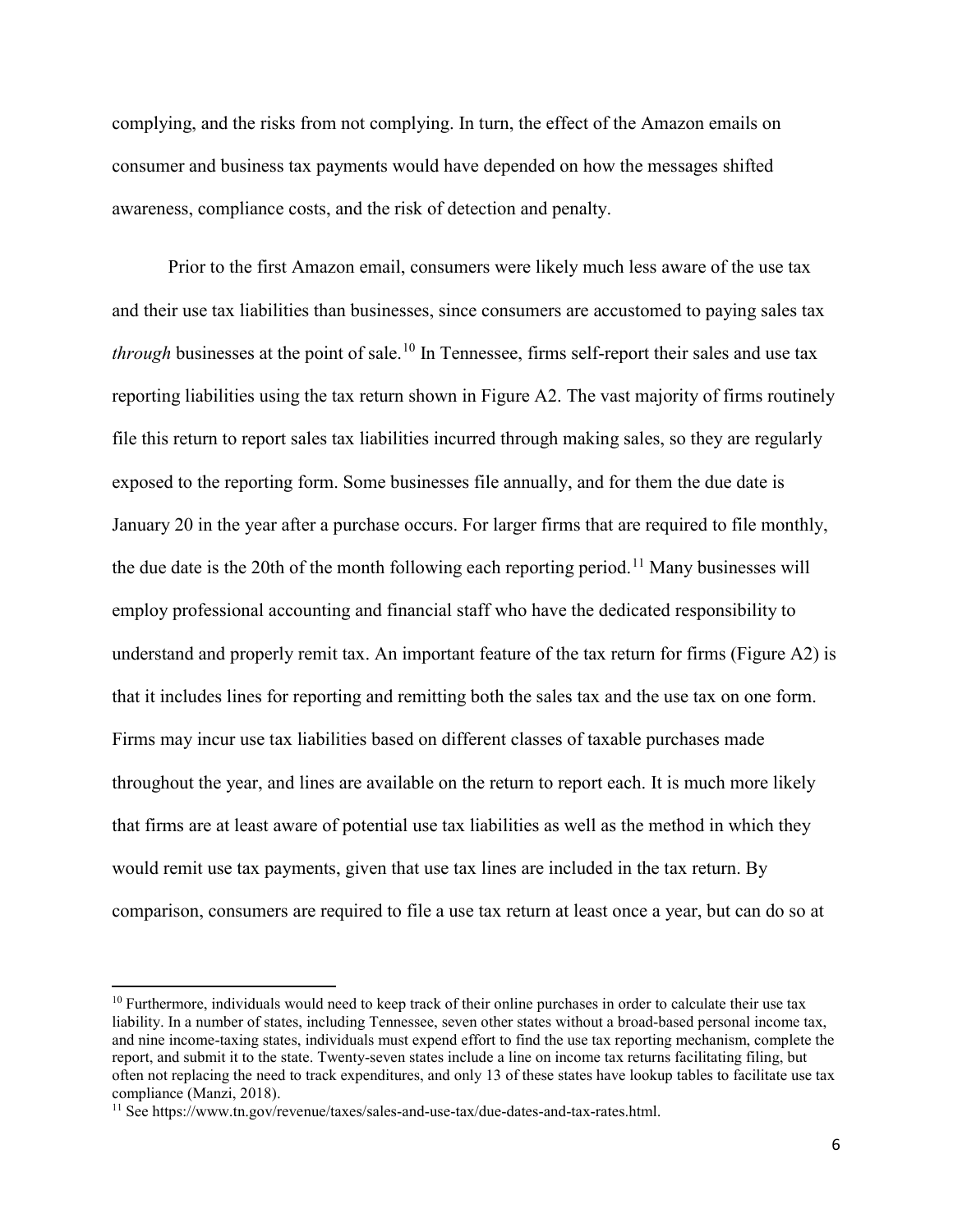complying, and the risks from not complying. In turn, the effect of the Amazon emails on consumer and business tax payments would have depended on how the messages shifted awareness, compliance costs, and the risk of detection and penalty.

Prior to the first Amazon email, consumers were likely much less aware of the use tax and their use tax liabilities than businesses, since consumers are accustomed to paying sales tax *through* businesses at the point of sale.[10] In Tennessee, firms self-report their sales and use tax reporting liabilities using the tax return shown in Figure A2. The vast majority of firms routinely file this return to report sales tax liabilities incurred through making sales, so they are regularly exposed to the reporting form. Some businesses file annually, and for them the due date is January 20 in the year after a purchase occurs. For larger firms that are required to file monthly, the due date is the 20th of the month following each reporting period.[11] Many businesses will employ professional accounting and financial staff who have the dedicated responsibility to understand and properly remit tax. An important feature of the tax return for firms (Figure A2) is that it includes lines for reporting and remitting both the sales tax and the use tax on one form. Firms may incur use tax liabilities based on different classes of taxable purchases made throughout the year, and lines are available on the return to report each. It is much more likely that firms are at least aware of potential use tax liabilities as well as the method in which they would remit use tax payments, given that use tax lines are included in the tax return. By comparison, consumers are required to file a use tax return at least once a year, but can do so at

[10] Furthermore, individuals would need to keep track of their online purchases in order to calculate their use tax liability. In a number of states, including Tennessee, seven other states without a broad-based personal income tax, and nine income-taxing states, individuals must expend effort to find the use tax reporting mechanism, complete the report, and submit it to the state. Twenty-seven states include a line on income tax returns facilitating filing, but often not replacing the need to track expenditures, and only 13 of these states have lookup tables to facilitate use tax compliance (Manzi, 2018).

[11] See https://www.tn.gov/revenue/taxes/sales-and-use-tax/due-dates-and-tax-rates.html.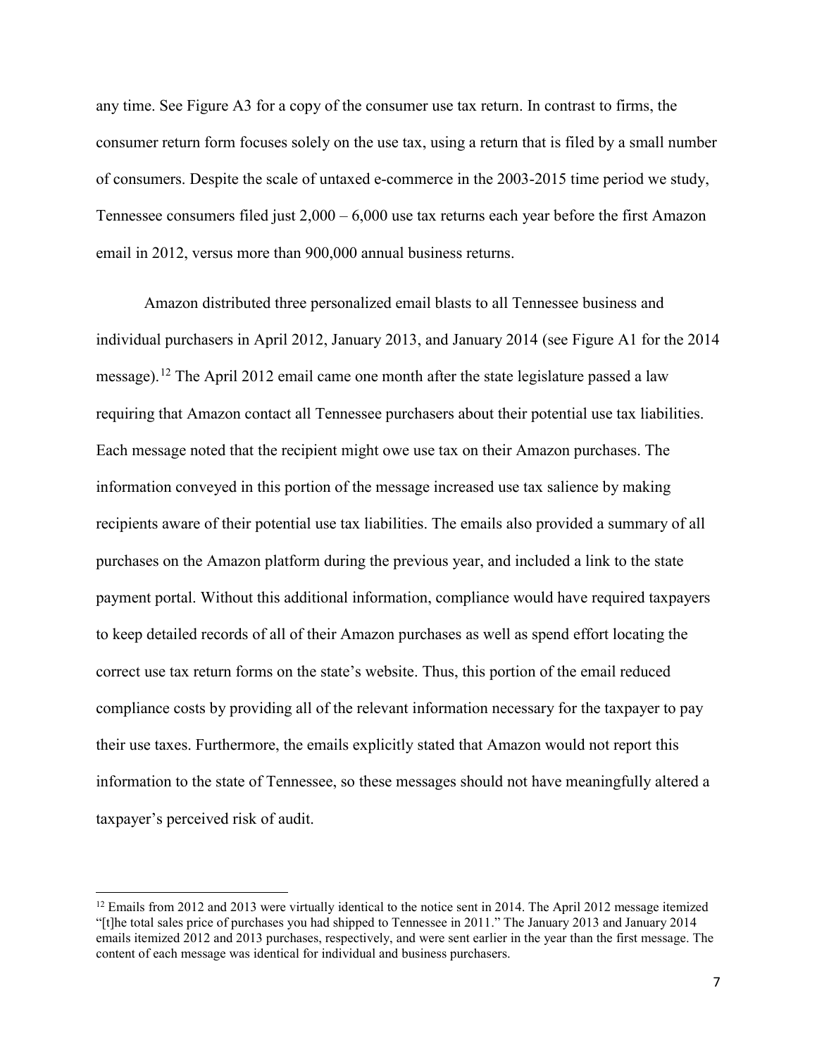any time. See Figure A3 for a copy of the consumer use tax return. In contrast to firms, the consumer return form focuses solely on the use tax, using a return that is filed by a small number of consumers. Despite the scale of untaxed e-commerce in the 2003-2015 time period we study, Tennessee consumers filed just 2,000 – 6,000 use tax returns each year before the first Amazon email in 2012, versus more than 900,000 annual business returns.

Amazon distributed three personalized email blasts to all Tennessee business and individual purchasers in April 2012, January 2013, and January 2014 (see Figure A1 for the 2014 message).[12] The April 2012 email came one month after the state legislature passed a law requiring that Amazon contact all Tennessee purchasers about their potential use tax liabilities. Each message noted that the recipient might owe use tax on their Amazon purchases. The information conveyed in this portion of the message increased use tax salience by making recipients aware of their potential use tax liabilities. The emails also provided a summary of all purchases on the Amazon platform during the previous year, and included a link to the state payment portal. Without this additional information, compliance would have required taxpayers to keep detailed records of all of their Amazon purchases as well as spend effort locating the correct use tax return forms on the state's website. Thus, this portion of the email reduced compliance costs by providing all of the relevant information necessary for the taxpayer to pay their use taxes. Furthermore, the emails explicitly stated that Amazon would not report this information to the state of Tennessee, so these messages should not have meaningfully altered a taxpayer's perceived risk of audit.

[12] Emails from 2012 and 2013 were virtually identical to the notice sent in 2014. The April 2012 message itemized "[t]he total sales price of purchases you had shipped to Tennessee in 2011." The January 2013 and January 2014 emails itemized 2012 and 2013 purchases, respectively, and were sent earlier in the year than the first message. The content of each message was identical for individual and business purchasers.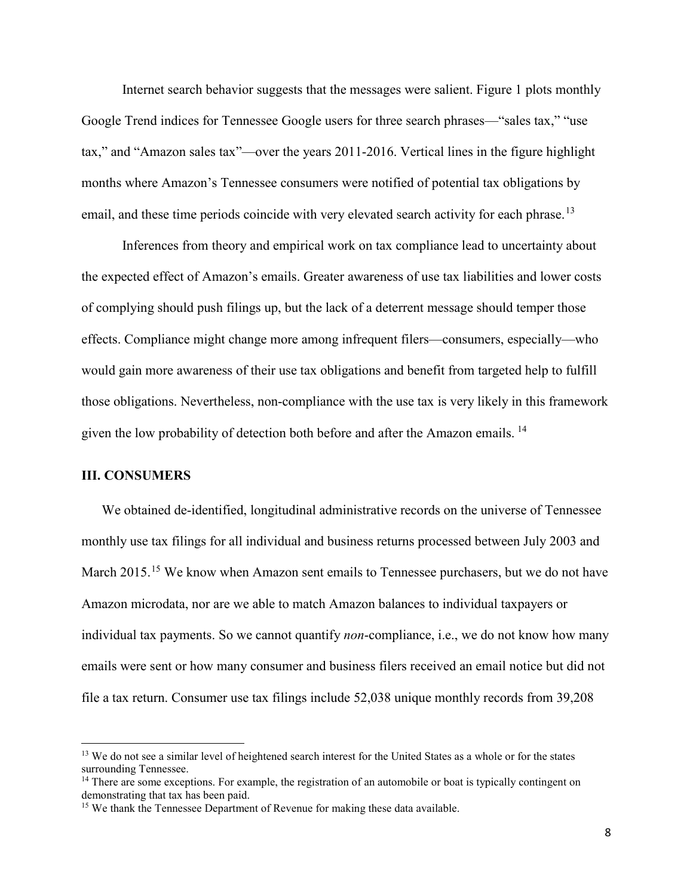Internet search behavior suggests that the messages were salient. Figure 1 plots monthly Google Trend indices for Tennessee Google users for three search phrases—"sales tax," "use tax," and "Amazon sales tax"—over the years 2011-2016. Vertical lines in the figure highlight months where Amazon's Tennessee consumers were notified of potential tax obligations by email, and these time periods coincide with very elevated search activity for each phrase.[13]

Inferences from theory and empirical work on tax compliance lead to uncertainty about the expected effect of Amazon's emails. Greater awareness of use tax liabilities and lower costs of complying should push filings up, but the lack of a deterrent message should temper those effects. Compliance might change more among infrequent filers—consumers, especially—who would gain more awareness of their use tax obligations and benefit from targeted help to fulfill those obligations. Nevertheless, non-compliance with the use tax is very likely in this framework given the low probability of detection both before and after the Amazon emails.[14]

## III. CONSUMERS

We obtained de-identified, longitudinal administrative records on the universe of Tennessee monthly use tax filings for all individual and business returns processed between July 2003 and March 2015.[15] We know when Amazon sent emails to Tennessee purchasers, but we do not have Amazon microdata, nor are we able to match Amazon balances to individual taxpayers or individual tax payments. So we cannot quantify *non*-compliance, i.e., we do not know how many emails were sent or how many consumer and business filers received an email notice but did not file a tax return. Consumer use tax filings include 52,038 unique monthly records from 39,208

---

[13] We do not see a similar level of heightened search interest for the United States as a whole or for the states surrounding Tennessee.

[14] There are some exceptions. For example, the registration of an automobile or boat is typically contingent on demonstrating that tax has been paid.

[15] We thank the Tennessee Department of Revenue for making these data available.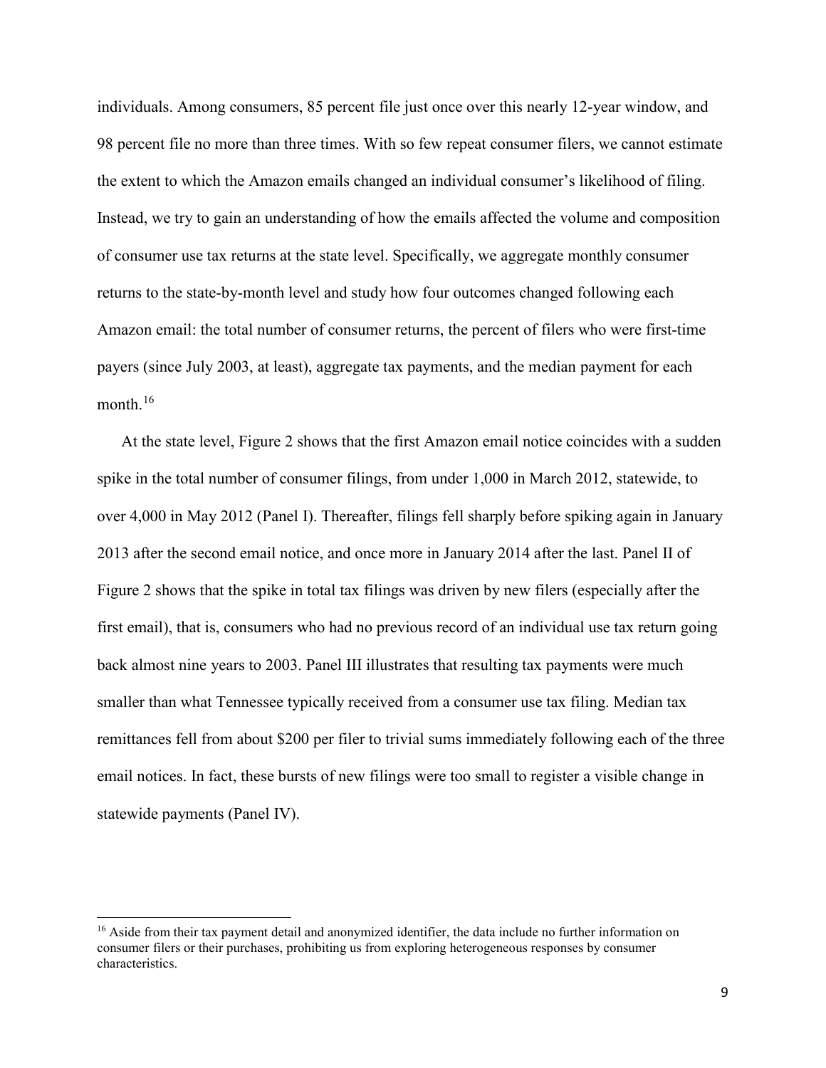individuals. Among consumers, 85 percent file just once over this nearly 12-year window, and 98 percent file no more than three times. With so few repeat consumer filers, we cannot estimate the extent to which the Amazon emails changed an individual consumer's likelihood of filing. Instead, we try to gain an understanding of how the emails affected the volume and composition of consumer use tax returns at the state level. Specifically, we aggregate monthly consumer returns to the state-by-month level and study how four outcomes changed following each Amazon email: the total number of consumer returns, the percent of filers who were first-time payers (since July 2003, at least), aggregate tax payments, and the median payment for each month.[16]

At the state level, Figure 2 shows that the first Amazon email notice coincides with a sudden spike in the total number of consumer filings, from under 1,000 in March 2012, statewide, to over 4,000 in May 2012 (Panel I). Thereafter, filings fell sharply before spiking again in January 2013 after the second email notice, and once more in January 2014 after the last. Panel II of Figure 2 shows that the spike in total tax filings was driven by new filers (especially after the first email), that is, consumers who had no previous record of an individual use tax return going back almost nine years to 2003. Panel III illustrates that resulting tax payments were much smaller than what Tennessee typically received from a consumer use tax filing. Median tax remittances fell from about $200 per filer to trivial sums immediately following each of the three email notices. In fact, these bursts of new filings were too small to register a visible change in statewide payments (Panel IV).

[16] Aside from their tax payment detail and anonymized identifier, the data include no further information on consumer filers or their purchases, prohibiting us from exploring heterogeneous responses by consumer characteristics.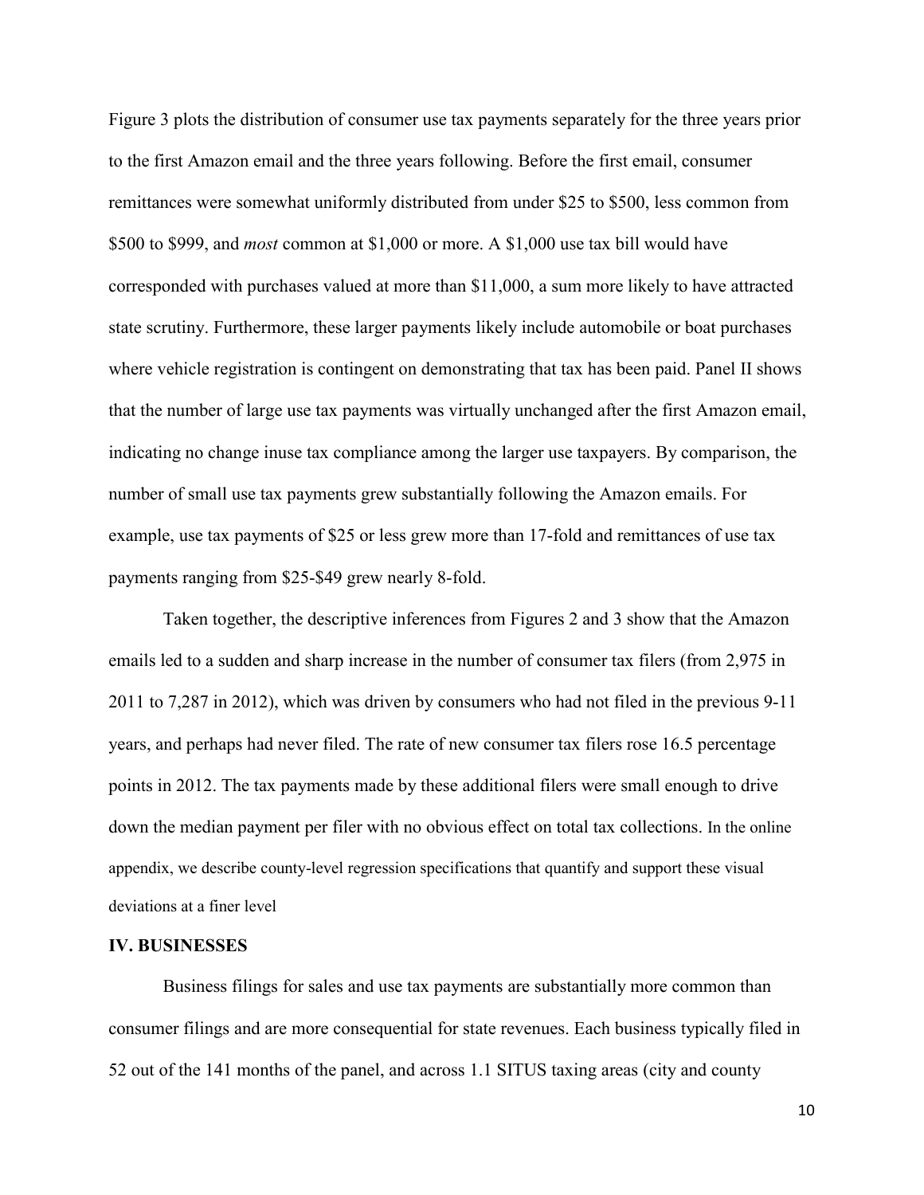Figure 3 plots the distribution of consumer use tax payments separately for the three years prior to the first Amazon email and the three years following. Before the first email, consumer remittances were somewhat uniformly distributed from under $25 to $500, less common from $500 to $999, and *most* common at $1,000 or more. A $1,000 use tax bill would have corresponded with purchases valued at more than $11,000, a sum more likely to have attracted state scrutiny. Furthermore, these larger payments likely include automobile or boat purchases where vehicle registration is contingent on demonstrating that tax has been paid. Panel II shows that the number of large use tax payments was virtually unchanged after the first Amazon email, indicating no change inuse tax compliance among the larger use taxpayers. By comparison, the number of small use tax payments grew substantially following the Amazon emails. For example, use tax payments of $25 or less grew more than 17-fold and remittances of use tax payments ranging from $25-$49 grew nearly 8-fold.

Taken together, the descriptive inferences from Figures 2 and 3 show that the Amazon emails led to a sudden and sharp increase in the number of consumer tax filers (from 2,975 in 2011 to 7,287 in 2012), which was driven by consumers who had not filed in the previous 9-11 years, and perhaps had never filed. The rate of new consumer tax filers rose 16.5 percentage points in 2012. The tax payments made by these additional filers were small enough to drive down the median payment per filer with no obvious effect on total tax collections. In the online appendix, we describe county-level regression specifications that quantify and support these visual deviations at a finer level

## IV. BUSINESSES

Business filings for sales and use tax payments are substantially more common than consumer filings and are more consequential for state revenues. Each business typically filed in 52 out of the 141 months of the panel, and across 1.1 SITUS taxing areas (city and county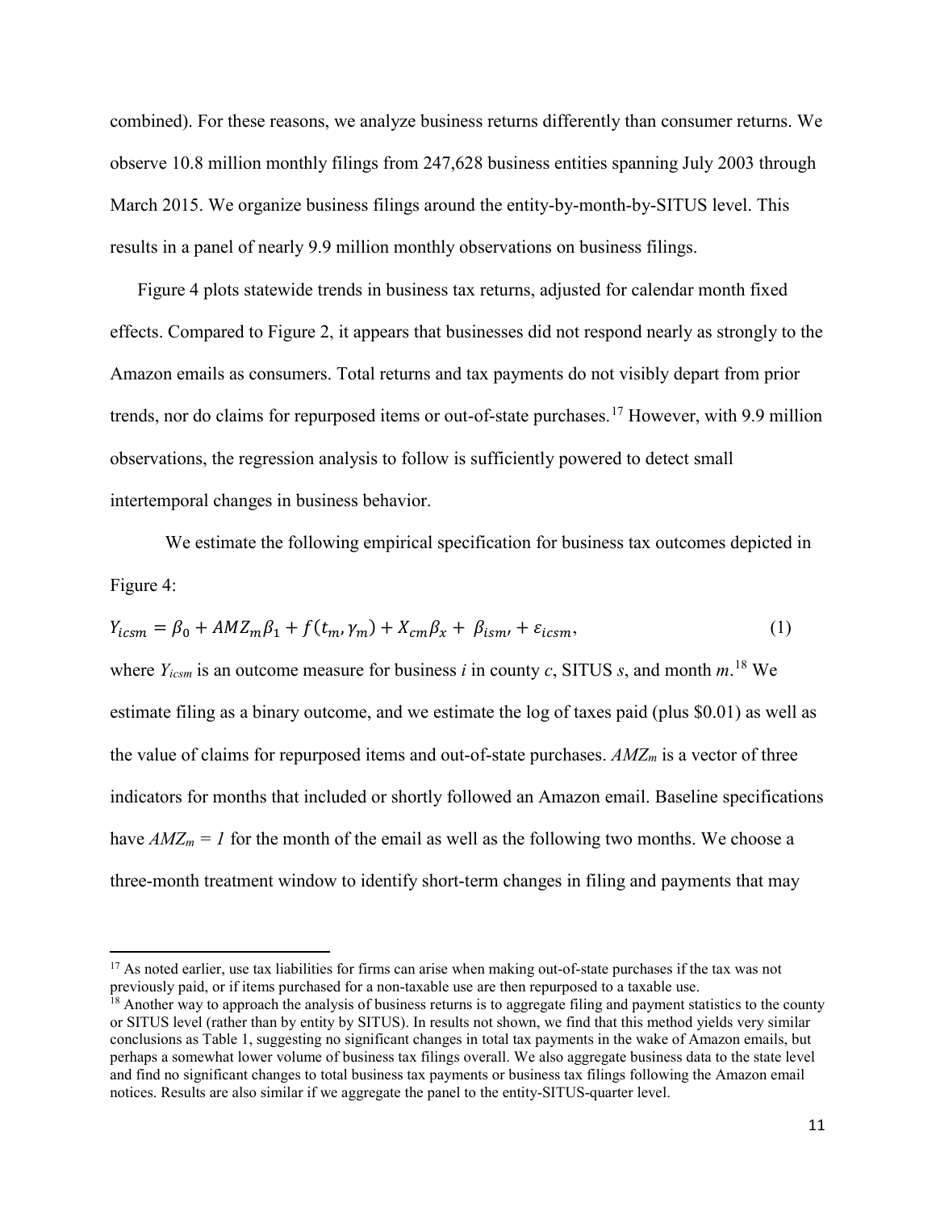combined). For these reasons, we analyze business returns differently than consumer returns. We observe 10.8 million monthly filings from 247,628 business entities spanning July 2003 through March 2015. We organize business filings around the entity-by-month-by-SITUS level. This results in a panel of nearly 9.9 million monthly observations on business filings.

Figure 4 plots statewide trends in business tax returns, adjusted for calendar month fixed effects. Compared to Figure 2, it appears that businesses did not respond nearly as strongly to the Amazon emails as consumers. Total returns and tax payments do not visibly depart from prior trends, nor do claims for repurposed items or out-of-state purchases.[17] However, with 9.9 million observations, the regression analysis to follow is sufficiently powered to detect small intertemporal changes in business behavior.

We estimate the following empirical specification for business tax outcomes depicted in Figure 4:

$$Y_{icsm} = \beta_0 + AMZ_m\beta_1 + f(t_m, \gamma_m) + X_{cm}\beta_x + \beta_{ism'} + \varepsilon_{icsm}, \quad (1)$$

where $Y_{icsm}$ is an outcome measure for business $i$ in county $c$, SITUS $s$, and month $m$.[18] We estimate filing as a binary outcome, and we estimate the log of taxes paid (plus \$0.01) as well as the value of claims for repurposed items and out-of-state purchases. $AMZ_m$ is a vector of three indicators for months that included or shortly followed an Amazon email. Baseline specifications have $AMZ_m = 1$ for the month of the email as well as the following two months. We choose a three-month treatment window to identify short-term changes in filing and payments that may

---

[17] As noted earlier, use tax liabilities for firms can arise when making out-of-state purchases if the tax was not previously paid, or if items purchased for a non-taxable use are then repurposed to a taxable use.

[18] Another way to approach the analysis of business returns is to aggregate filing and payment statistics to the county or SITUS level (rather than by entity by SITUS). In results not shown, we find that this method yields very similar conclusions as Table 1, suggesting no significant changes in total tax payments in the wake of Amazon emails, but perhaps a somewhat lower volume of business tax filings overall. We also aggregate business data to the state level and find no significant changes to total business tax payments or business tax filings following the Amazon email notices. Results are also similar if we aggregate the panel to the entity-SITUS-quarter level.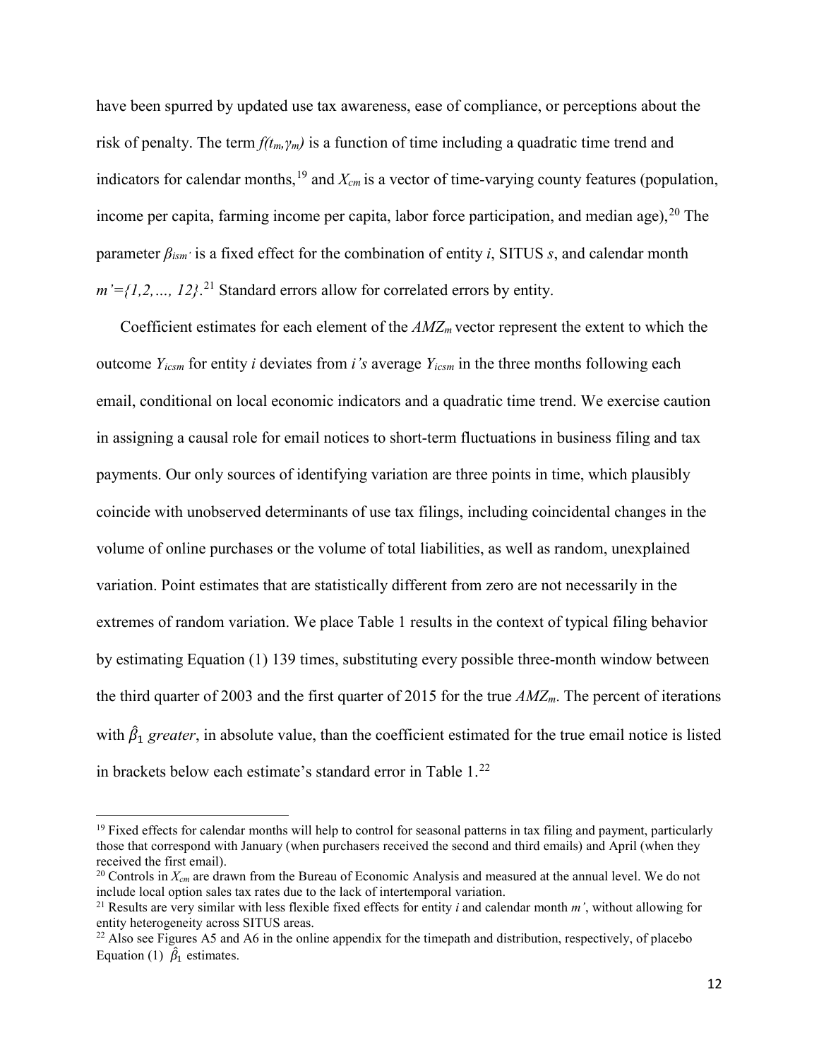have been spurred by updated use tax awareness, ease of compliance, or perceptions about the risk of penalty. The term $f(t_m, \gamma_m)$ is a function of time including a quadratic time trend and indicators for calendar months,[19] and $X_{cm}$ is a vector of time-varying county features (population, income per capita, farming income per capita, labor force participation, and median age),[20] The parameter $\beta_{ism'}$ is a fixed effect for the combination of entity $i$, SITUS $s$, and calendar month $m'=\{1,2,\ldots, 12\}$.[21] Standard errors allow for correlated errors by entity.

Coefficient estimates for each element of the $AMZ_m$ vector represent the extent to which the outcome $Y_{icsm}$ for entity $i$ deviates from $i$'s average $Y_{icsm}$ in the three months following each email, conditional on local economic indicators and a quadratic time trend. We exercise caution in assigning a causal role for email notices to short-term fluctuations in business filing and tax payments. Our only sources of identifying variation are three points in time, which plausibly coincide with unobserved determinants of use tax filings, including coincidental changes in the volume of online purchases or the volume of total liabilities, as well as random, unexplained variation. Point estimates that are statistically different from zero are not necessarily in the extremes of random variation. We place Table 1 results in the context of typical filing behavior by estimating Equation (1) 139 times, substituting every possible three-month window between the third quarter of 2003 and the first quarter of 2015 for the true $AMZ_m$. The percent of iterations with $\hat{\beta}_1$ *greater*, in absolute value, than the coefficient estimated for the true email notice is listed in brackets below each estimate's standard error in Table 1.[22]

---

[19] Fixed effects for calendar months will help to control for seasonal patterns in tax filing and payment, particularly those that correspond with January (when purchasers received the second and third emails) and April (when they received the first email).

[20] Controls in $X_{cm}$ are drawn from the Bureau of Economic Analysis and measured at the annual level. We do not include local option sales tax rates due to the lack of intertemporal variation.

[21] Results are very similar with less flexible fixed effects for entity $i$ and calendar month $m'$, without allowing for entity heterogeneity across SITUS areas.

[22] Also see Figures A5 and A6 in the online appendix for the timepath and distribution, respectively, of placebo Equation (1) $\hat{\beta}_1$ estimates.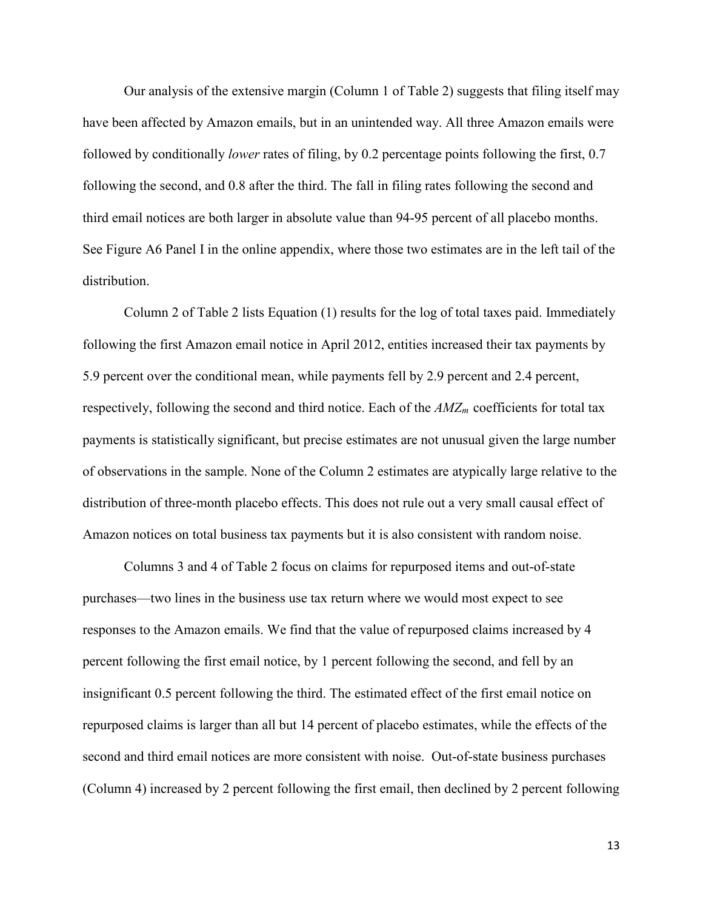Our analysis of the extensive margin (Column 1 of Table 2) suggests that filing itself may have been affected by Amazon emails, but in an unintended way. All three Amazon emails were followed by conditionally *lower* rates of filing, by 0.2 percentage points following the first, 0.7 following the second, and 0.8 after the third. The fall in filing rates following the second and third email notices are both larger in absolute value than 94-95 percent of all placebo months. See Figure A6 Panel I in the online appendix, where those two estimates are in the left tail of the distribution.

Column 2 of Table 2 lists Equation (1) results for the log of total taxes paid. Immediately following the first Amazon email notice in April 2012, entities increased their tax payments by 5.9 percent over the conditional mean, while payments fell by 2.9 percent and 2.4 percent, respectively, following the second and third notice. Each of the $AMZ_m$ coefficients for total tax payments is statistically significant, but precise estimates are not unusual given the large number of observations in the sample. None of the Column 2 estimates are atypically large relative to the distribution of three-month placebo effects. This does not rule out a very small causal effect of Amazon notices on total business tax payments but it is also consistent with random noise.

Columns 3 and 4 of Table 2 focus on claims for repurposed items and out-of-state purchases—two lines in the business use tax return where we would most expect to see responses to the Amazon emails. We find that the value of repurposed claims increased by 4 percent following the first email notice, by 1 percent following the second, and fell by an insignificant 0.5 percent following the third. The estimated effect of the first email notice on repurposed claims is larger than all but 14 percent of placebo estimates, while the effects of the second and third email notices are more consistent with noise. Out-of-state business purchases (Column 4) increased by 2 percent following the first email, then declined by 2 percent following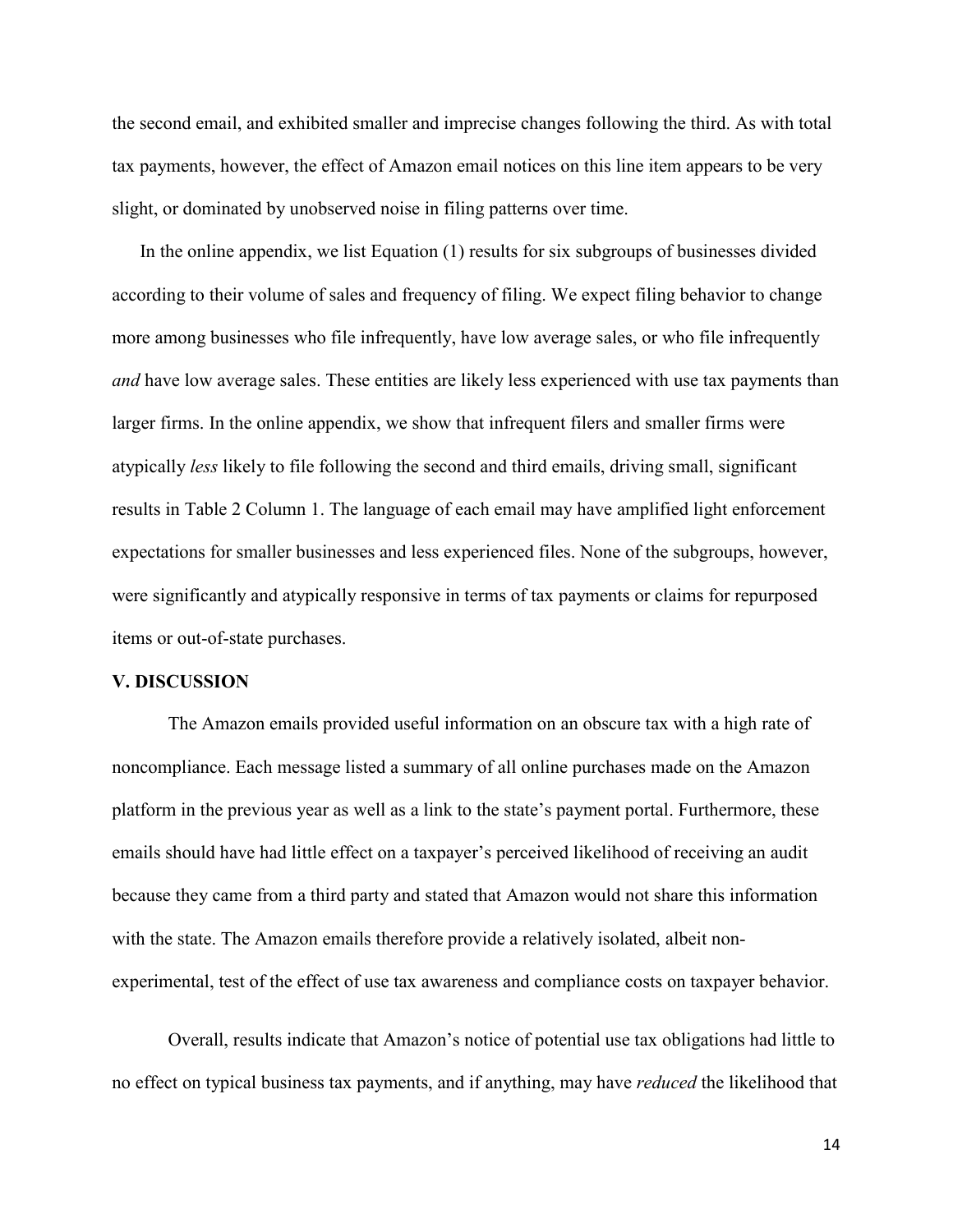the second email, and exhibited smaller and imprecise changes following the third. As with total tax payments, however, the effect of Amazon email notices on this line item appears to be very slight, or dominated by unobserved noise in filing patterns over time.

In the online appendix, we list Equation (1) results for six subgroups of businesses divided according to their volume of sales and frequency of filing. We expect filing behavior to change more among businesses who file infrequently, have low average sales, or who file infrequently *and* have low average sales. These entities are likely less experienced with use tax payments than larger firms. In the online appendix, we show that infrequent filers and smaller firms were atypically *less* likely to file following the second and third emails, driving small, significant results in Table 2 Column 1. The language of each email may have amplified light enforcement expectations for smaller businesses and less experienced files. None of the subgroups, however, were significantly and atypically responsive in terms of tax payments or claims for repurposed items or out-of-state purchases.

## V. DISCUSSION

The Amazon emails provided useful information on an obscure tax with a high rate of noncompliance. Each message listed a summary of all online purchases made on the Amazon platform in the previous year as well as a link to the state's payment portal. Furthermore, these emails should have had little effect on a taxpayer's perceived likelihood of receiving an audit because they came from a third party and stated that Amazon would not share this information with the state. The Amazon emails therefore provide a relatively isolated, albeit non-experimental, test of the effect of use tax awareness and compliance costs on taxpayer behavior.

Overall, results indicate that Amazon's notice of potential use tax obligations had little to no effect on typical business tax payments, and if anything, may have *reduced* the likelihood that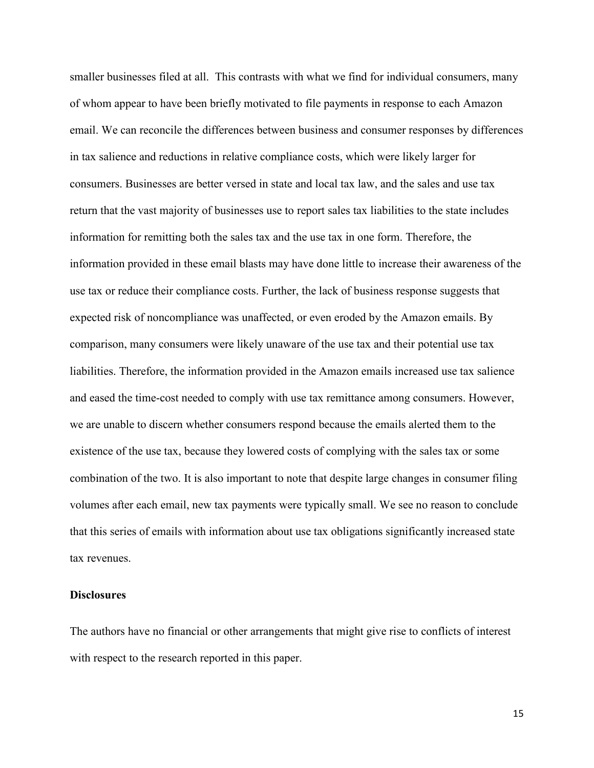smaller businesses filed at all. This contrasts with what we find for individual consumers, many of whom appear to have been briefly motivated to file payments in response to each Amazon email. We can reconcile the differences between business and consumer responses by differences in tax salience and reductions in relative compliance costs, which were likely larger for consumers. Businesses are better versed in state and local tax law, and the sales and use tax return that the vast majority of businesses use to report sales tax liabilities to the state includes information for remitting both the sales tax and the use tax in one form. Therefore, the information provided in these email blasts may have done little to increase their awareness of the use tax or reduce their compliance costs. Further, the lack of business response suggests that expected risk of noncompliance was unaffected, or even eroded by the Amazon emails. By comparison, many consumers were likely unaware of the use tax and their potential use tax liabilities. Therefore, the information provided in the Amazon emails increased use tax salience and eased the time-cost needed to comply with use tax remittance among consumers. However, we are unable to discern whether consumers respond because the emails alerted them to the existence of the use tax, because they lowered costs of complying with the sales tax or some combination of the two. It is also important to note that despite large changes in consumer filing volumes after each email, new tax payments were typically small. We see no reason to conclude that this series of emails with information about use tax obligations significantly increased state tax revenues.

**Disclosures**

The authors have no financial or other arrangements that might give rise to conflicts of interest with respect to the research reported in this paper.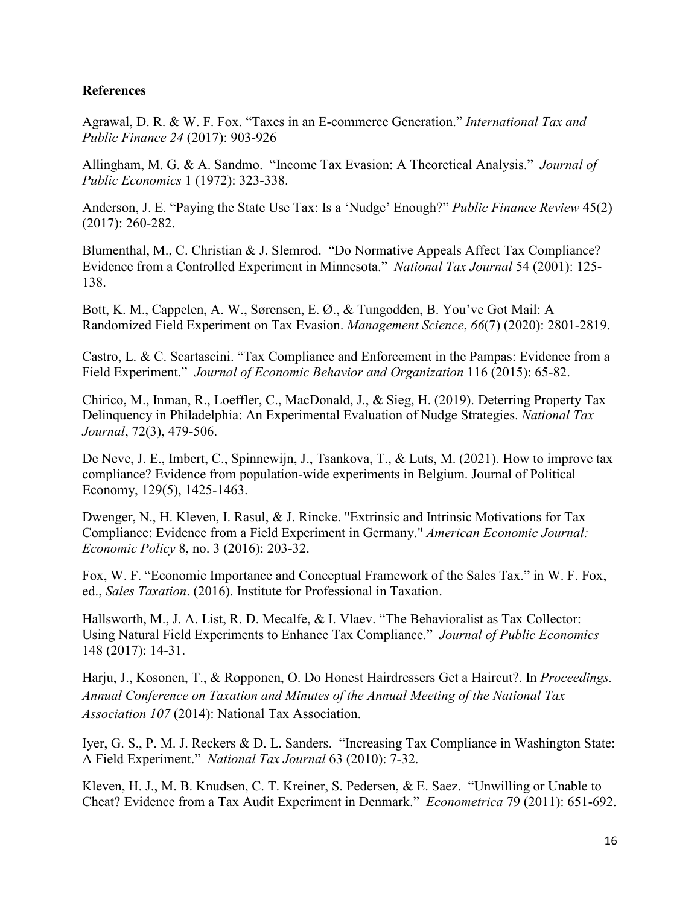**References**

Agrawal, D. R. & W. F. Fox. "Taxes in an E-commerce Generation." *International Tax and Public Finance 24* (2017): 903-926

Allingham, M. G. & A. Sandmo. "Income Tax Evasion: A Theoretical Analysis." *Journal of Public Economics* 1 (1972): 323-338.

Anderson, J. E. "Paying the State Use Tax: Is a 'Nudge' Enough?" *Public Finance Review* 45(2) (2017): 260-282.

Blumenthal, M., C. Christian & J. Slemrod. "Do Normative Appeals Affect Tax Compliance? Evidence from a Controlled Experiment in Minnesota." *National Tax Journal* 54 (2001): 125-138.

Bott, K. M., Cappelen, A. W., Sørensen, E. Ø., & Tungodden, B. You've Got Mail: A Randomized Field Experiment on Tax Evasion. *Management Science*, *66*(7) (2020): 2801-2819.

Castro, L. & C. Scartascini. "Tax Compliance and Enforcement in the Pampas: Evidence from a Field Experiment." *Journal of Economic Behavior and Organization* 116 (2015): 65-82.

Chirico, M., Inman, R., Loeffler, C., MacDonald, J., & Sieg, H. (2019). Deterring Property Tax Delinquency in Philadelphia: An Experimental Evaluation of Nudge Strategies. *National Tax Journal*, 72(3), 479-506.

De Neve, J. E., Imbert, C., Spinnewijn, J., Tsankova, T., & Luts, M. (2021). How to improve tax compliance? Evidence from population-wide experiments in Belgium. Journal of Political Economy, 129(5), 1425-1463.

Dwenger, N., H. Kleven, I. Rasul, & J. Rincke. "Extrinsic and Intrinsic Motivations for Tax Compliance: Evidence from a Field Experiment in Germany." *American Economic Journal: Economic Policy* 8, no. 3 (2016): 203-32.

Fox, W. F. "Economic Importance and Conceptual Framework of the Sales Tax." in W. F. Fox, ed., *Sales Taxation*. (2016). Institute for Professional in Taxation.

Hallsworth, M., J. A. List, R. D. Mecalfe, & I. Vlaev. "The Behavioralist as Tax Collector: Using Natural Field Experiments to Enhance Tax Compliance." *Journal of Public Economics* 148 (2017): 14-31.

Harju, J., Kosonen, T., & Ropponen, O. Do Honest Hairdressers Get a Haircut?. In *Proceedings. Annual Conference on Taxation and Minutes of the Annual Meeting of the National Tax Association 107* (2014): National Tax Association.

Iyer, G. S., P. M. J. Reckers & D. L. Sanders. "Increasing Tax Compliance in Washington State: A Field Experiment." *National Tax Journal* 63 (2010): 7-32.

Kleven, H. J., M. B. Knudsen, C. T. Kreiner, S. Pedersen, & E. Saez. "Unwilling or Unable to Cheat? Evidence from a Tax Audit Experiment in Denmark." *Econometrica* 79 (2011): 651-692.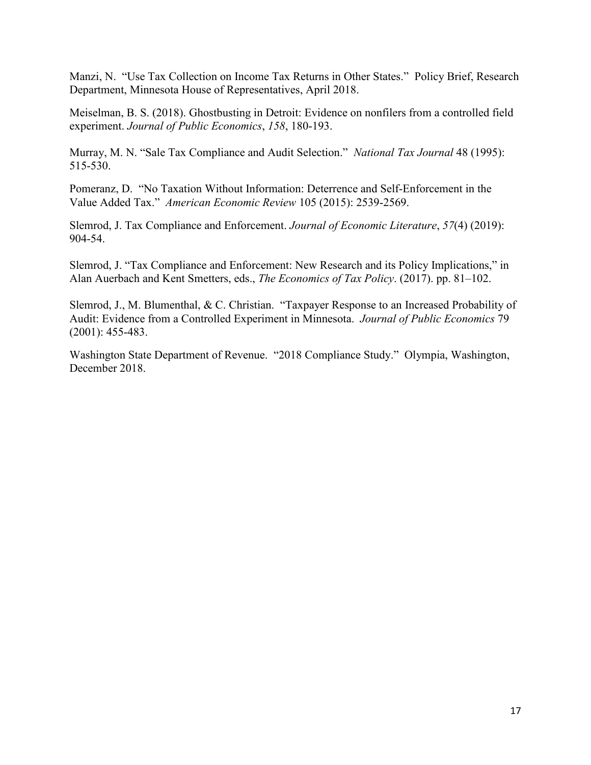Manzi, N. "Use Tax Collection on Income Tax Returns in Other States." Policy Brief, Research Department, Minnesota House of Representatives, April 2018.

Meiselman, B. S. (2018). Ghostbusting in Detroit: Evidence on nonfilers from a controlled field experiment. *Journal of Public Economics*, *158*, 180-193.

Murray, M. N. "Sale Tax Compliance and Audit Selection." *National Tax Journal* 48 (1995): 515-530.

Pomeranz, D. "No Taxation Without Information: Deterrence and Self-Enforcement in the Value Added Tax." *American Economic Review* 105 (2015): 2539-2569.

Slemrod, J. Tax Compliance and Enforcement. *Journal of Economic Literature*, *57*(4) (2019): 904-54.

Slemrod, J. "Tax Compliance and Enforcement: New Research and its Policy Implications," in Alan Auerbach and Kent Smetters, eds., *The Economics of Tax Policy*. (2017). pp. 81–102.

Slemrod, J., M. Blumenthal, & C. Christian. "Taxpayer Response to an Increased Probability of Audit: Evidence from a Controlled Experiment in Minnesota. *Journal of Public Economics* 79 (2001): 455-483.

Washington State Department of Revenue. "2018 Compliance Study." Olympia, Washington, December 2018.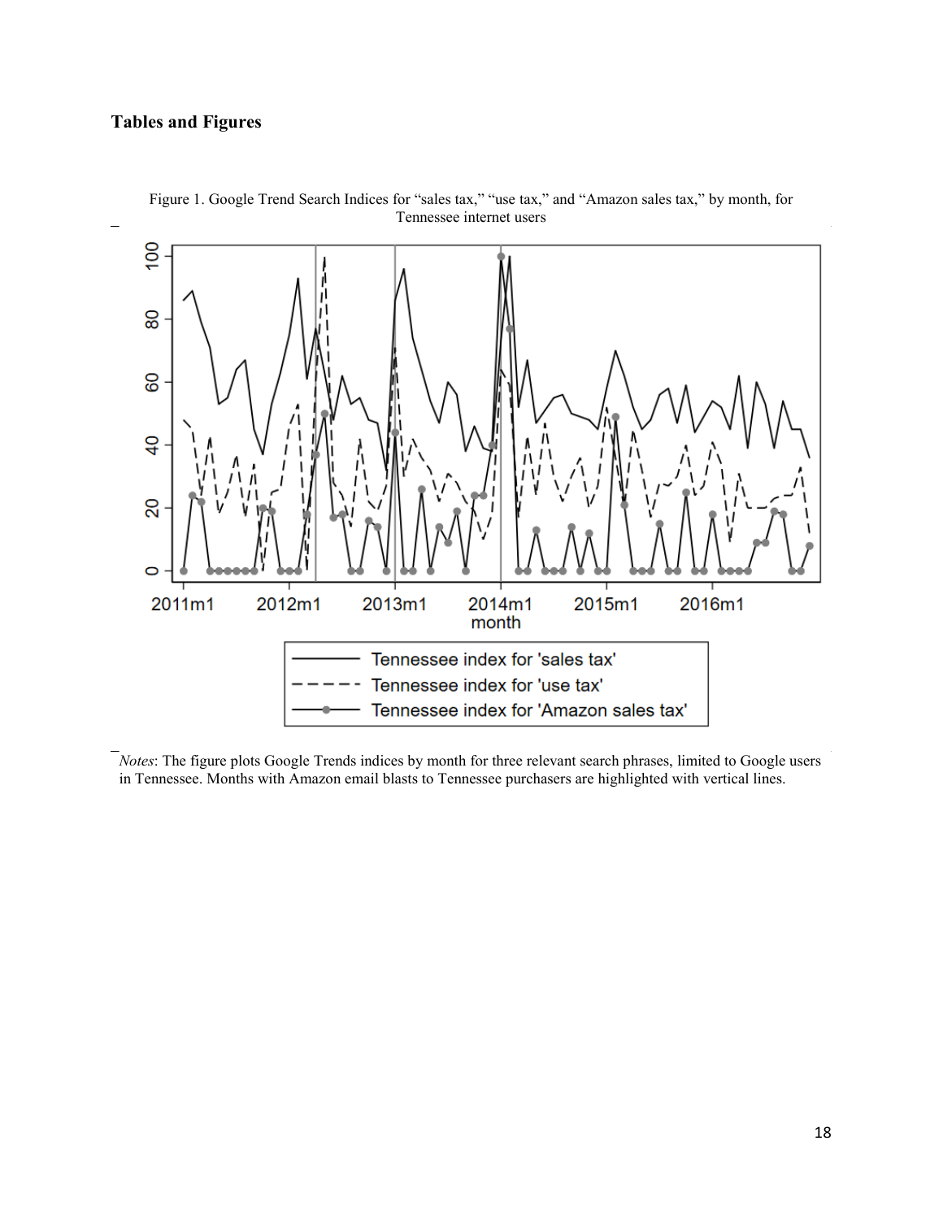## Tables and Figures

Figure 1. Google Trend Search Indices for “sales tax,” “use tax,” and “Amazon sales tax,” by month, for Tennessee internet users

0
20
40
60
80
100

2011m1
2012m1
2013m1
2014m1
2015m1
2016m1
month

Tennessee index for 'sales tax'
Tennessee index for 'use tax'
Tennessee index for 'Amazon sales tax'

*Notes*: The figure plots Google Trends indices by month for three relevant search phrases, limited to Google users in Tennessee. Months with Amazon email blasts to Tennessee purchasers are highlighted with vertical lines.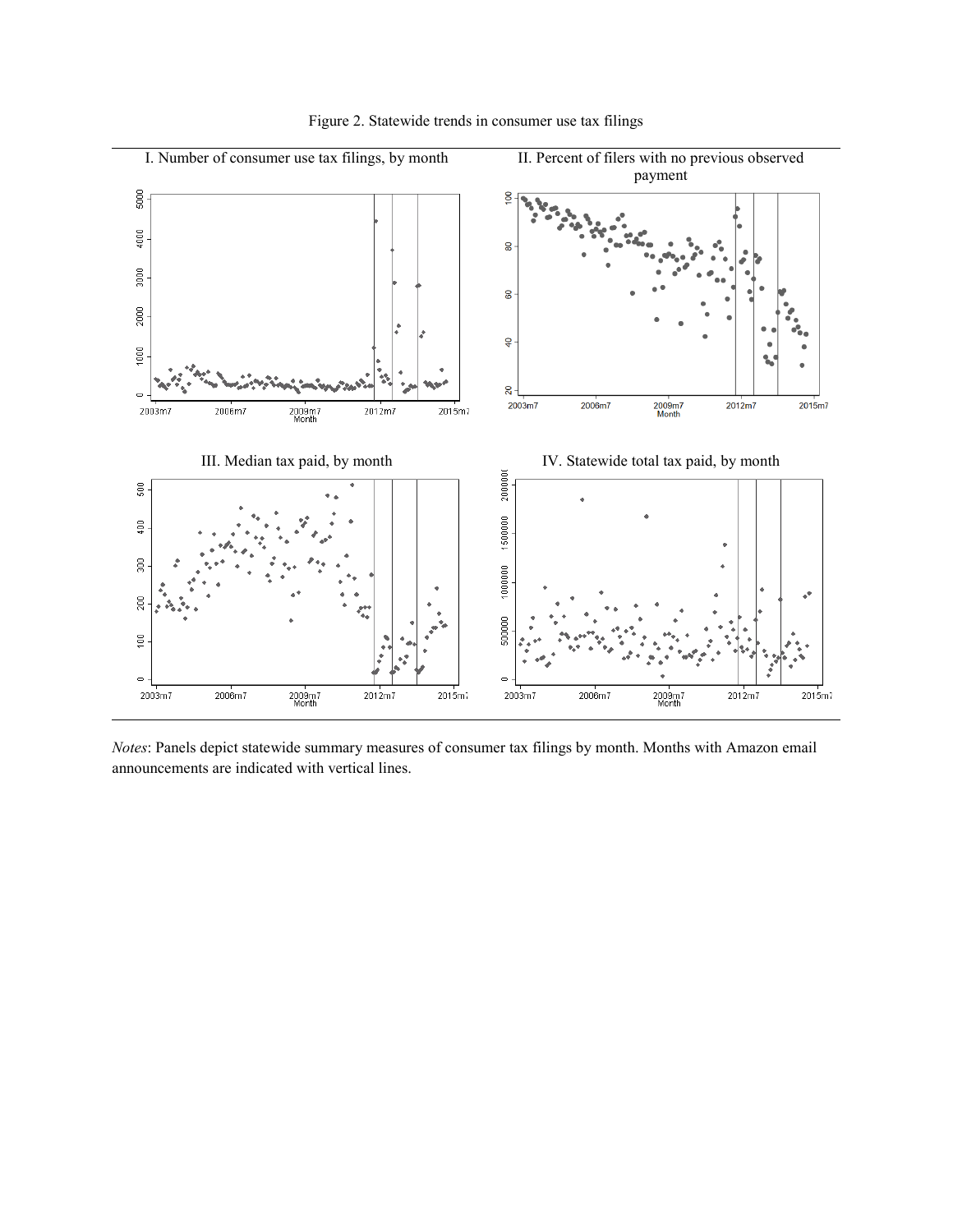Figure 2. Statewide trends in consumer use tax filings

I. Number of consumer use tax filings, by month

5000
4000
3000
2000
1000
0
2003m7
2006m7
2009m7
Month
2012m7
2015m7

II. Percent of filers with no previous observed payment

100
80
60
40
20
2003m7
2006m7
2009m7
Month
2012m7
2015m7

III. Median tax paid, by month

500
400
300
200
100
0
2003m7
2006m7
2009m7
Month
2012m7
2015m7

IV. Statewide total tax paid, by month

2000000
1500000
1000000
500000
0
2003m7
2006m7
2009m7
Month
2012m7
2015m7

*Notes*: Panels depict statewide summary measures of consumer tax filings by month. Months with Amazon email announcements are indicated with vertical lines.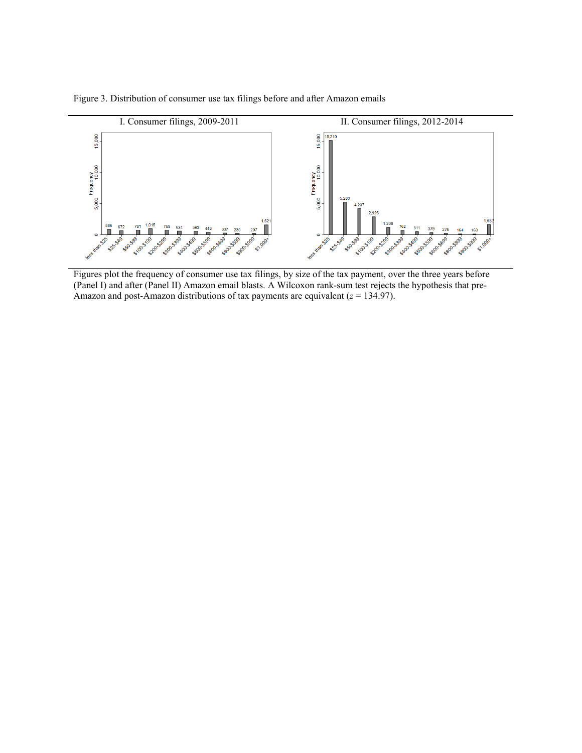Figure 3. Distribution of consumer use tax filings before and after Amazon emails

I. Consumer filings, 2009-2011

Frequency

15,000
10,000
5,000
0

886 672 761 1,015 769 624 593 448 307 230 207 1,621

less than $25
$25-$49
$50-$99
$100-$199
$200-$299
$300-$399
$400-$499
$500-$599
$600-$699
$800-$899
$900-$999
$1,000+

II. Consumer filings, 2012-2014

Frequency

15,000
10,000
5,000
0

15,210 5,263 4,237 2,926 1,208 762 511 379 276 164 163 1,682

less than $25
$25-$49
$50-$99
$100-$199
$200-$299
$300-$399
$400-$499
$500-$599
$600-$699
$800-$899
$900-$999
$1,000+

Figures plot the frequency of consumer use tax filings, by size of the tax payment, over the three years before (Panel I) and after (Panel II) Amazon email blasts. A Wilcoxon rank-sum test rejects the hypothesis that pre-Amazon and post-Amazon distributions of tax payments are equivalent ($z = 134.97$).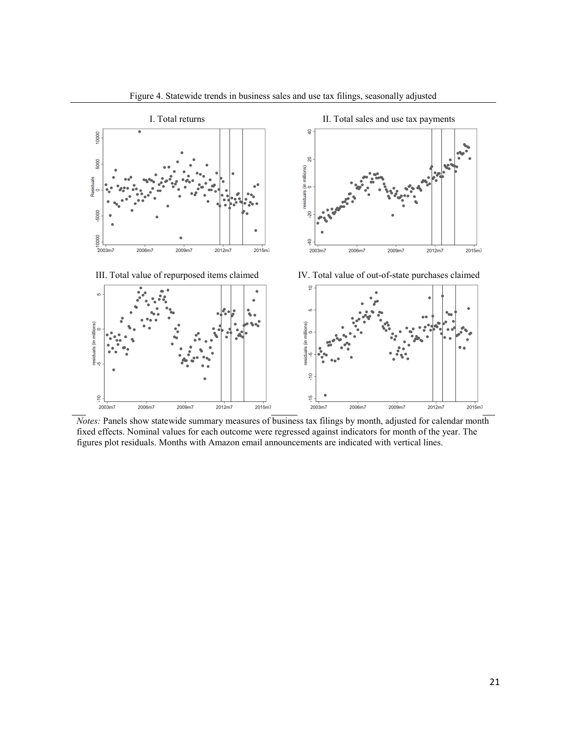Figure 4. Statewide trends in business sales and use tax filings, seasonally adjusted

I. Total returns

Residuals

10000
5000
0
-5000
-10000

2003m7 2006m7 2009m7 2012m7 2015m7

II. Total sales and use tax payments

residuals (in millions)

40
20
0
-20
-40

2003m7 2006m7 2009m7 2012m7 2015m7

III. Total value of repurposed items claimed

residuals (in millions)

5
0
-5
-10

2003m7 2006m7 2009m7 2012m7 2015m7

IV. Total value of out-of-state purchases claimed

residuals (in millions)

10
5
0
-5
-10
-15

2003m7 2006m7 2009m7 2012m7 2015m7

*Notes:* Panels show statewide summary measures of business tax filings by month, adjusted for calendar month fixed effects. Nominal values for each outcome were regressed against indicators for month of the year. The figures plot residuals. Months with Amazon email announcements are indicated with vertical lines.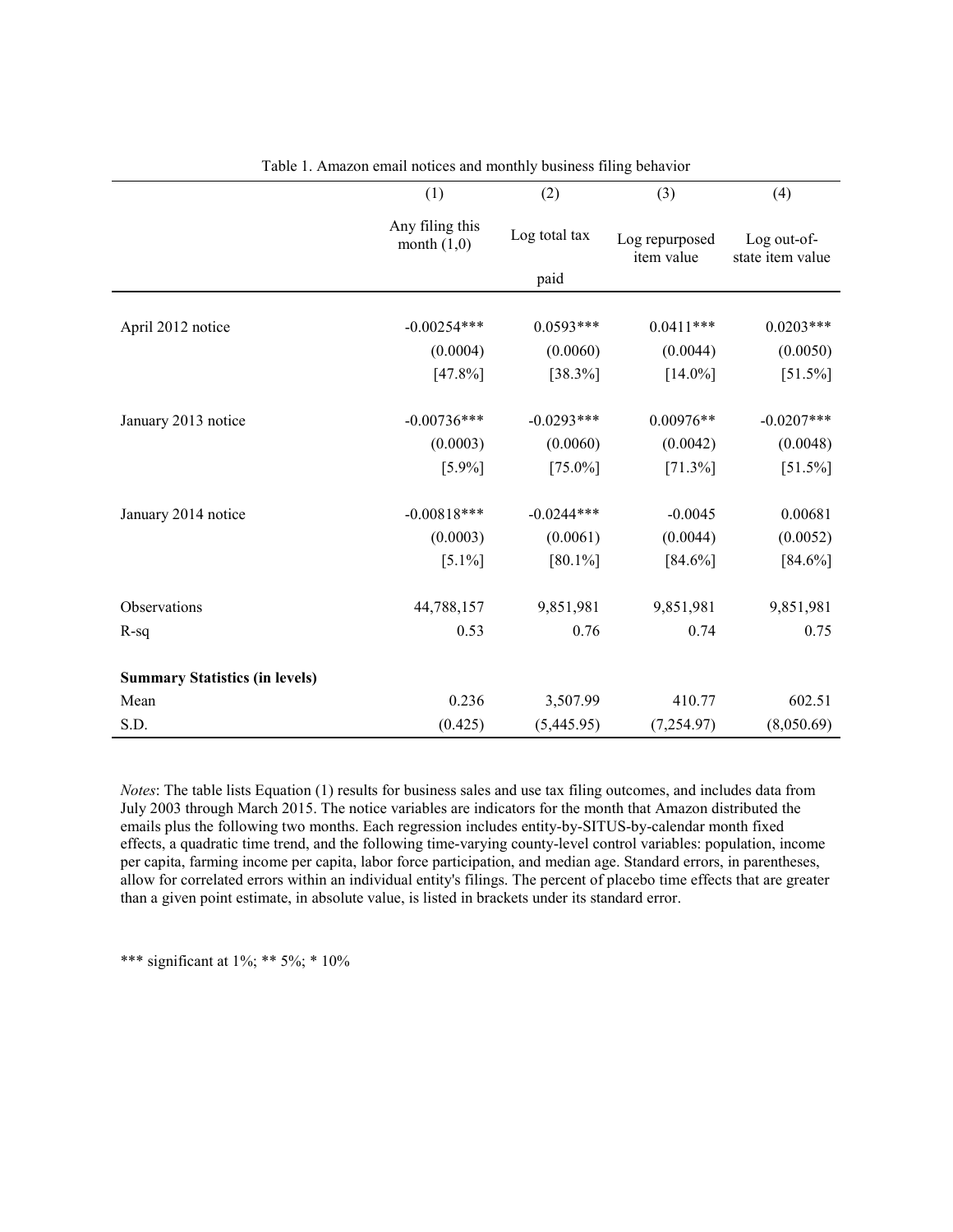Table 1. Amazon email notices and monthly business filing behavior

| | (1) | (2) | (3) | (4) |
|---|---|---|---|---|
| | Any filing this month (1,0) | Log total tax paid | Log repurposed item value | Log out-of-state item value |
| April 2012 notice | -0.00254*** | 0.0593*** | 0.0411*** | 0.0203*** |
| | (0.0004) | (0.0060) | (0.0044) | (0.0050) |
| | [47.8%] | [38.3%] | [14.0%] | [51.5%] |
| January 2013 notice | -0.00736*** | -0.0293*** | 0.00976** | -0.0207*** |
| | (0.0003) | (0.0060) | (0.0042) | (0.0048) |
| | [5.9%] | [75.0%] | [71.3%] | [51.5%] |
| January 2014 notice | -0.00818*** | -0.0244*** | -0.0045 | 0.00681 |
| | (0.0003) | (0.0061) | (0.0044) | (0.0052) |
| | [5.1%] | [80.1%] | [84.6%] | [84.6%] |
| Observations | 44,788,157 | 9,851,981 | 9,851,981 | 9,851,981 |
| R-sq | 0.53 | 0.76 | 0.74 | 0.75 |
| **Summary Statistics (in levels)** | | | | |
| Mean | 0.236 | 3,507.99 | 410.77 | 602.51 |
| S.D. | (0.425) | (5,445.95) | (7,254.97) | (8,050.69) |

*Notes*: The table lists Equation (1) results for business sales and use tax filing outcomes, and includes data from July 2003 through March 2015. The notice variables are indicators for the month that Amazon distributed the emails plus the following two months. Each regression includes entity-by-SITUS-by-calendar month fixed effects, a quadratic time trend, and the following time-varying county-level control variables: population, income per capita, farming income per capita, labor force participation, and median age. Standard errors, in parentheses, allow for correlated errors within an individual entity's filings. The percent of placebo time effects that are greater than a given point estimate, in absolute value, is listed in brackets under its standard error.

*** significant at 1%; ** 5%; * 10%